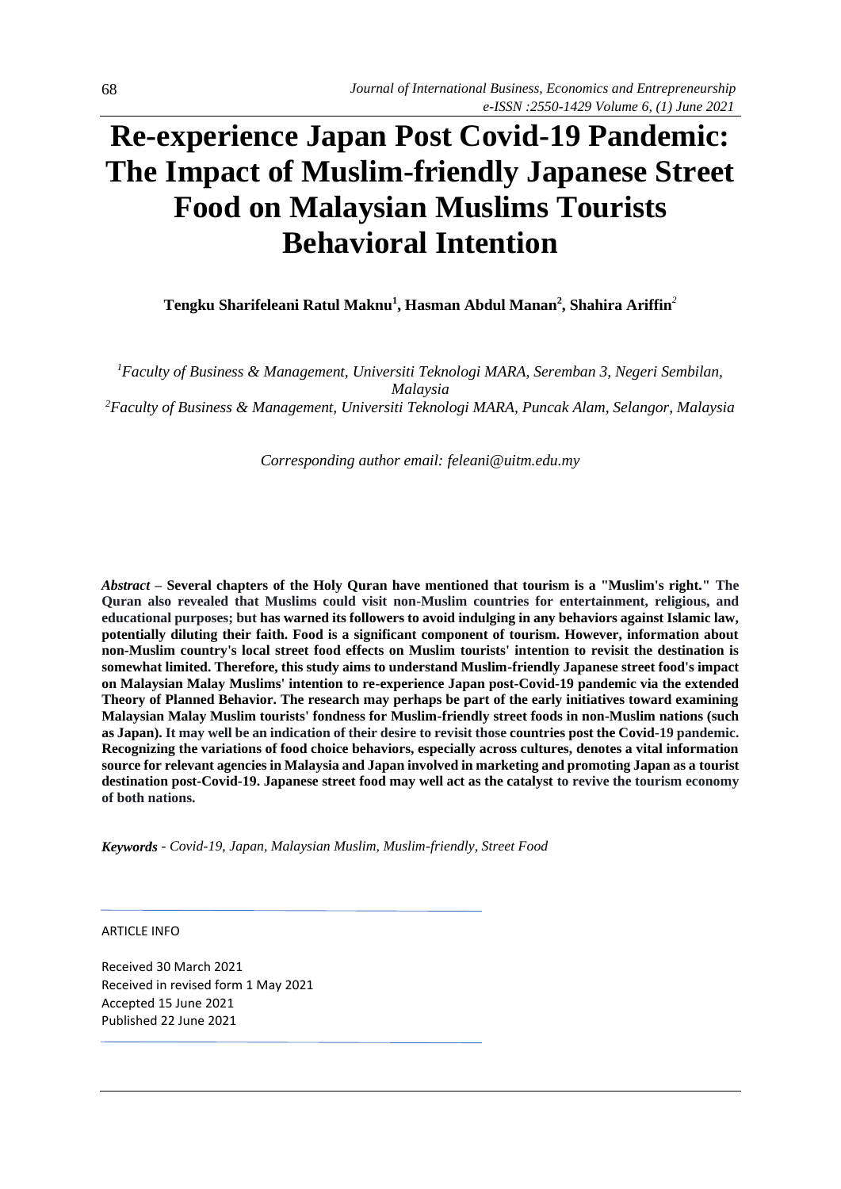# Re-experience Japan Post Covid-19 Pandemic: The Impact of Muslim-friendly Japanese Street Food on Malaysian Muslims Tourists Behavioral Intention

**Tengku Sharifeleani Ratul Maknu[1], Hasman Abdul Manan[2], Shahira Ariffin[2]**

*[1]Faculty of Business & Management, Universiti Teknologi MARA, Seremban 3, Negeri Sembilan, Malaysia*
*[2]Faculty of Business & Management, Universiti Teknologi MARA, Puncak Alam, Selangor, Malaysia*

*Corresponding author email: feleani@uitm.edu.my*

***Abstract*** **– Several chapters of the Holy Quran have mentioned that tourism is a "Muslim's right." The Quran also revealed that Muslims could visit non-Muslim countries for entertainment, religious, and educational purposes; but has warned its followers to avoid indulging in any behaviors against Islamic law, potentially diluting their faith. Food is a significant component of tourism. However, information about non-Muslim country's local street food effects on Muslim tourists' intention to revisit the destination is somewhat limited. Therefore, this study aims to understand Muslim-friendly Japanese street food's impact on Malaysian Malay Muslims' intention to re-experience Japan post-Covid-19 pandemic via the extended Theory of Planned Behavior. The research may perhaps be part of the early initiatives toward examining Malaysian Malay Muslim tourists' fondness for Muslim-friendly street foods in non-Muslim nations (such as Japan). It may well be an indication of their desire to revisit those countries post the Covid-19 pandemic. Recognizing the variations of food choice behaviors, especially across cultures, denotes a vital information source for relevant agencies in Malaysia and Japan involved in marketing and promoting Japan as a tourist destination post-Covid-19. Japanese street food may well act as the catalyst to revive the tourism economy of both nations.**

***Keywords*** *- Covid-19, Japan, Malaysian Muslim, Muslim-friendly, Street Food*

ARTICLE INFO

Received 30 March 2021
Received in revised form 1 May 2021
Accepted 15 June 2021
Published 22 June 2021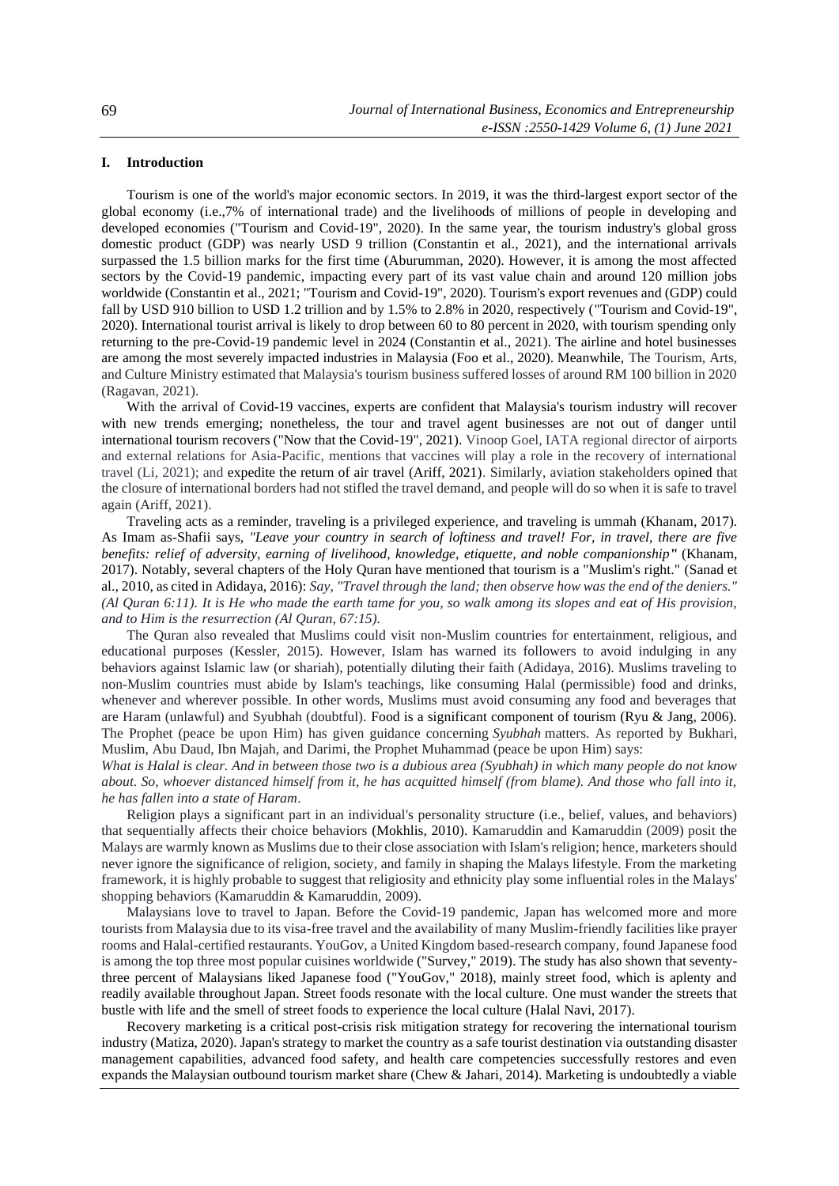## I. Introduction

Tourism is one of the world's major economic sectors. In 2019, it was the third-largest export sector of the global economy (i.e.,7% of international trade) and the livelihoods of millions of people in developing and developed economies ("Tourism and Covid-19", 2020). In the same year, the tourism industry's global gross domestic product (GDP) was nearly USD 9 trillion (Constantin et al., 2021), and the international arrivals surpassed the 1.5 billion marks for the first time (Aburumman, 2020). However, it is among the most affected sectors by the Covid-19 pandemic, impacting every part of its vast value chain and around 120 million jobs worldwide (Constantin et al., 2021; "Tourism and Covid-19", 2020). Tourism's export revenues and (GDP) could fall by USD 910 billion to USD 1.2 trillion and by 1.5% to 2.8% in 2020, respectively ("Tourism and Covid-19", 2020). International tourist arrival is likely to drop between 60 to 80 percent in 2020, with tourism spending only returning to the pre-Covid-19 pandemic level in 2024 (Constantin et al., 2021). The airline and hotel businesses are among the most severely impacted industries in Malaysia (Foo et al., 2020). Meanwhile, The Tourism, Arts, and Culture Ministry estimated that Malaysia's tourism business suffered losses of around RM 100 billion in 2020 (Ragavan, 2021).

With the arrival of Covid-19 vaccines, experts are confident that Malaysia's tourism industry will recover with new trends emerging; nonetheless, the tour and travel agent businesses are not out of danger until international tourism recovers ("Now that the Covid-19", 2021). Vinoop Goel, IATA regional director of airports and external relations for Asia-Pacific, mentions that vaccines will play a role in the recovery of international travel (Li, 2021); and expedite the return of air travel (Ariff, 2021). Similarly, aviation stakeholders opined that the closure of international borders had not stifled the travel demand, and people will do so when it is safe to travel again (Ariff, 2021).

Traveling acts as a reminder, traveling is a privileged experience, and traveling is ummah (Khanam, 2017). As Imam as-Shafii says, *"Leave your country in search of loftiness and travel! For, in travel, there are five benefits: relief of adversity, earning of livelihood, knowledge, etiquette, and noble companionship"* (Khanam, 2017). Notably, several chapters of the Holy Quran have mentioned that tourism is a "Muslim's right." (Sanad et al., 2010, as cited in Adidaya, 2016): *Say, "Travel through the land; then observe how was the end of the deniers." (Al Quran 6:11). It is He who made the earth tame for you, so walk among its slopes and eat of His provision, and to Him is the resurrection (Al Quran, 67:15).*

The Quran also revealed that Muslims could visit non-Muslim countries for entertainment, religious, and educational purposes (Kessler, 2015). However, Islam has warned its followers to avoid indulging in any behaviors against Islamic law (or shariah), potentially diluting their faith (Adidaya, 2016). Muslims traveling to non-Muslim countries must abide by Islam's teachings, like consuming Halal (permissible) food and drinks, whenever and wherever possible. In other words, Muslims must avoid consuming any food and beverages that are Haram (unlawful) and Syubhah (doubtful). Food is a significant component of tourism (Ryu & Jang, 2006). The Prophet (peace be upon Him) has given guidance concerning *Syubhah* matters. As reported by Bukhari, Muslim, Abu Daud, Ibn Majah, and Darimi, the Prophet Muhammad (peace be upon Him) says:

*What is Halal is clear. And in between those two is a dubious area (Syubhah) in which many people do not know about. So, whoever distanced himself from it, he has acquitted himself (from blame). And those who fall into it, he has fallen into a state of Haram*.

Religion plays a significant part in an individual's personality structure (i.e., belief, values, and behaviors) that sequentially affects their choice behaviors (Mokhlis, 2010). Kamaruddin and Kamaruddin (2009) posit the Malays are warmly known as Muslims due to their close association with Islam's religion; hence, marketers should never ignore the significance of religion, society, and family in shaping the Malays lifestyle. From the marketing framework, it is highly probable to suggest that religiosity and ethnicity play some influential roles in the Malays' shopping behaviors (Kamaruddin & Kamaruddin, 2009).

Malaysians love to travel to Japan. Before the Covid-19 pandemic, Japan has welcomed more and more tourists from Malaysia due to its visa-free travel and the availability of many Muslim-friendly facilities like prayer rooms and Halal-certified restaurants. YouGov, a United Kingdom based-research company, found Japanese food is among the top three most popular cuisines worldwide ("Survey," 2019). The study has also shown that seventy-three percent of Malaysians liked Japanese food ("YouGov," 2018), mainly street food, which is aplenty and readily available throughout Japan. Street foods resonate with the local culture. One must wander the streets that bustle with life and the smell of street foods to experience the local culture (Halal Navi, 2017).

Recovery marketing is a critical post-crisis risk mitigation strategy for recovering the international tourism industry (Matiza, 2020). Japan's strategy to market the country as a safe tourist destination via outstanding disaster management capabilities, advanced food safety, and health care competencies successfully restores and even expands the Malaysian outbound tourism market share (Chew & Jahari, 2014). Marketing is undoubtedly a viable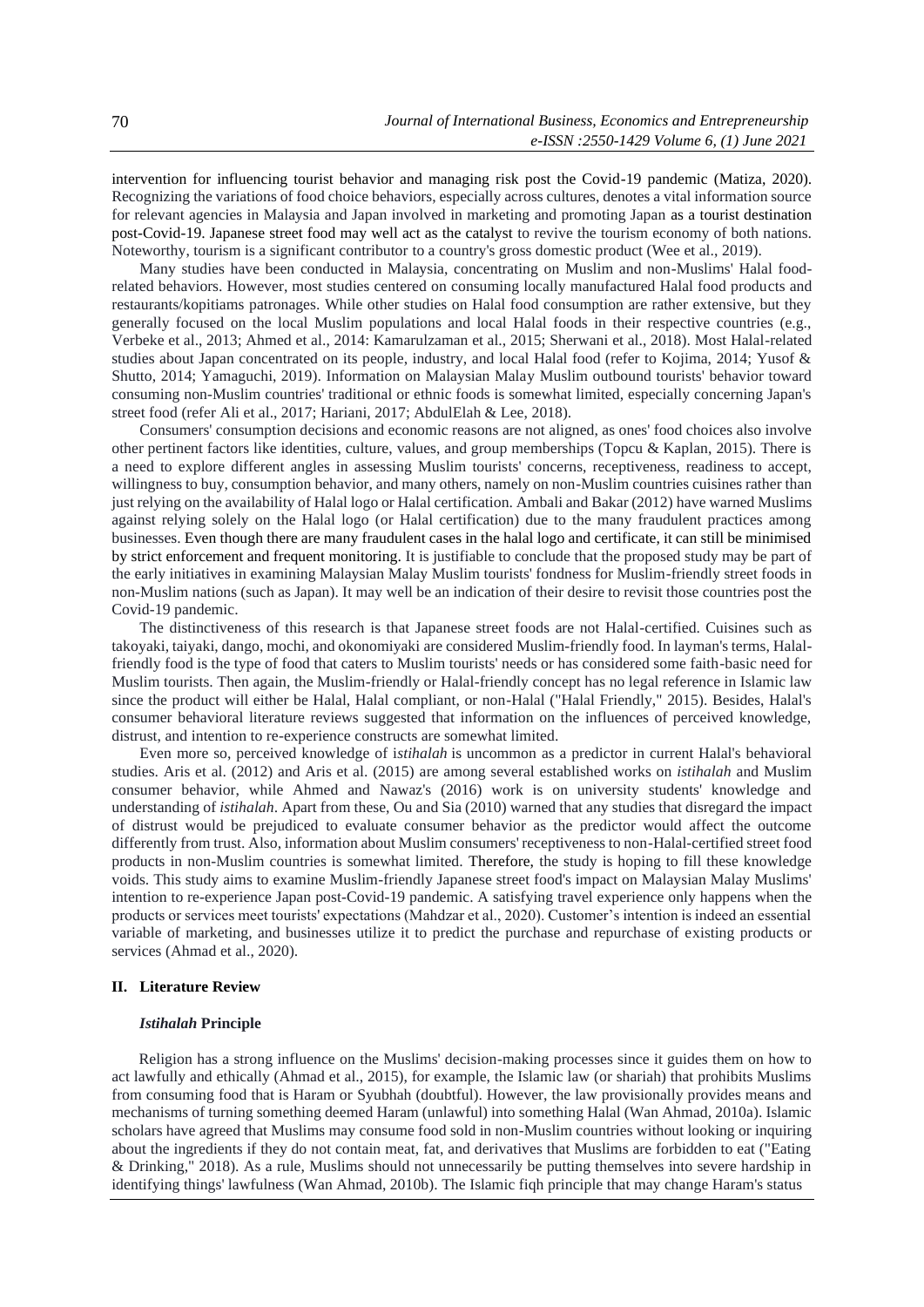intervention for influencing tourist behavior and managing risk post the Covid-19 pandemic (Matiza, 2020). Recognizing the variations of food choice behaviors, especially across cultures, denotes a vital information source for relevant agencies in Malaysia and Japan involved in marketing and promoting Japan as a tourist destination post-Covid-19. Japanese street food may well act as the catalyst to revive the tourism economy of both nations. Noteworthy, tourism is a significant contributor to a country's gross domestic product (Wee et al., 2019).

Many studies have been conducted in Malaysia, concentrating on Muslim and non-Muslims' Halal food-related behaviors. However, most studies centered on consuming locally manufactured Halal food products and restaurants/kopitiams patronages. While other studies on Halal food consumption are rather extensive, but they generally focused on the local Muslim populations and local Halal foods in their respective countries (e.g., Verbeke et al., 2013; Ahmed et al., 2014: Kamarulzaman et al., 2015; Sherwani et al., 2018). Most Halal-related studies about Japan concentrated on its people, industry, and local Halal food (refer to Kojima, 2014; Yusof & Shutto, 2014; Yamaguchi, 2019). Information on Malaysian Malay Muslim outbound tourists' behavior toward consuming non-Muslim countries' traditional or ethnic foods is somewhat limited, especially concerning Japan's street food (refer Ali et al., 2017; Hariani, 2017; AbdulElah & Lee, 2018).

Consumers' consumption decisions and economic reasons are not aligned, as ones' food choices also involve other pertinent factors like identities, culture, values, and group memberships (Topcu & Kaplan, 2015). There is a need to explore different angles in assessing Muslim tourists' concerns, receptiveness, readiness to accept, willingness to buy, consumption behavior, and many others, namely on non-Muslim countries cuisines rather than just relying on the availability of Halal logo or Halal certification. Ambali and Bakar (2012) have warned Muslims against relying solely on the Halal logo (or Halal certification) due to the many fraudulent practices among businesses. Even though there are many fraudulent cases in the halal logo and certificate, it can still be minimised by strict enforcement and frequent monitoring. It is justifiable to conclude that the proposed study may be part of the early initiatives in examining Malaysian Malay Muslim tourists' fondness for Muslim-friendly street foods in non-Muslim nations (such as Japan). It may well be an indication of their desire to revisit those countries post the Covid-19 pandemic.

The distinctiveness of this research is that Japanese street foods are not Halal-certified. Cuisines such as takoyaki, taiyaki, dango, mochi, and okonomiyaki are considered Muslim-friendly food. In layman's terms, Halal-friendly food is the type of food that caters to Muslim tourists' needs or has considered some faith-basic need for Muslim tourists. Then again, the Muslim-friendly or Halal-friendly concept has no legal reference in Islamic law since the product will either be Halal, Halal compliant, or non-Halal ("Halal Friendly," 2015). Besides, Halal's consumer behavioral literature reviews suggested that information on the influences of perceived knowledge, distrust, and intention to re-experience constructs are somewhat limited.

Even more so, perceived knowledge of i*stihalah* is uncommon as a predictor in current Halal's behavioral studies. Aris et al. (2012) and Aris et al. (2015) are among several established works on *istihalah* and Muslim consumer behavior, while Ahmed and Nawaz's (2016) work is on university students' knowledge and understanding of *istihalah*. Apart from these, Ou and Sia (2010) warned that any studies that disregard the impact of distrust would be prejudiced to evaluate consumer behavior as the predictor would affect the outcome differently from trust. Also, information about Muslim consumers' receptiveness to non-Halal-certified street food products in non-Muslim countries is somewhat limited. Therefore, the study is hoping to fill these knowledge voids. This study aims to examine Muslim-friendly Japanese street food's impact on Malaysian Malay Muslims' intention to re-experience Japan post-Covid-19 pandemic. A satisfying travel experience only happens when the products or services meet tourists' expectations (Mahdzar et al., 2020). Customer's intention is indeed an essential variable of marketing, and businesses utilize it to predict the purchase and repurchase of existing products or services (Ahmad et al., 2020).

## II. Literature Review

### *Istihalah* Principle

Religion has a strong influence on the Muslims' decision-making processes since it guides them on how to act lawfully and ethically (Ahmad et al., 2015), for example, the Islamic law (or shariah) that prohibits Muslims from consuming food that is Haram or Syubhah (doubtful). However, the law provisionally provides means and mechanisms of turning something deemed Haram (unlawful) into something Halal (Wan Ahmad, 2010a). Islamic scholars have agreed that Muslims may consume food sold in non-Muslim countries without looking or inquiring about the ingredients if they do not contain meat, fat, and derivatives that Muslims are forbidden to eat ("Eating & Drinking," 2018). As a rule, Muslims should not unnecessarily be putting themselves into severe hardship in identifying things' lawfulness (Wan Ahmad, 2010b). The Islamic fiqh principle that may change Haram's status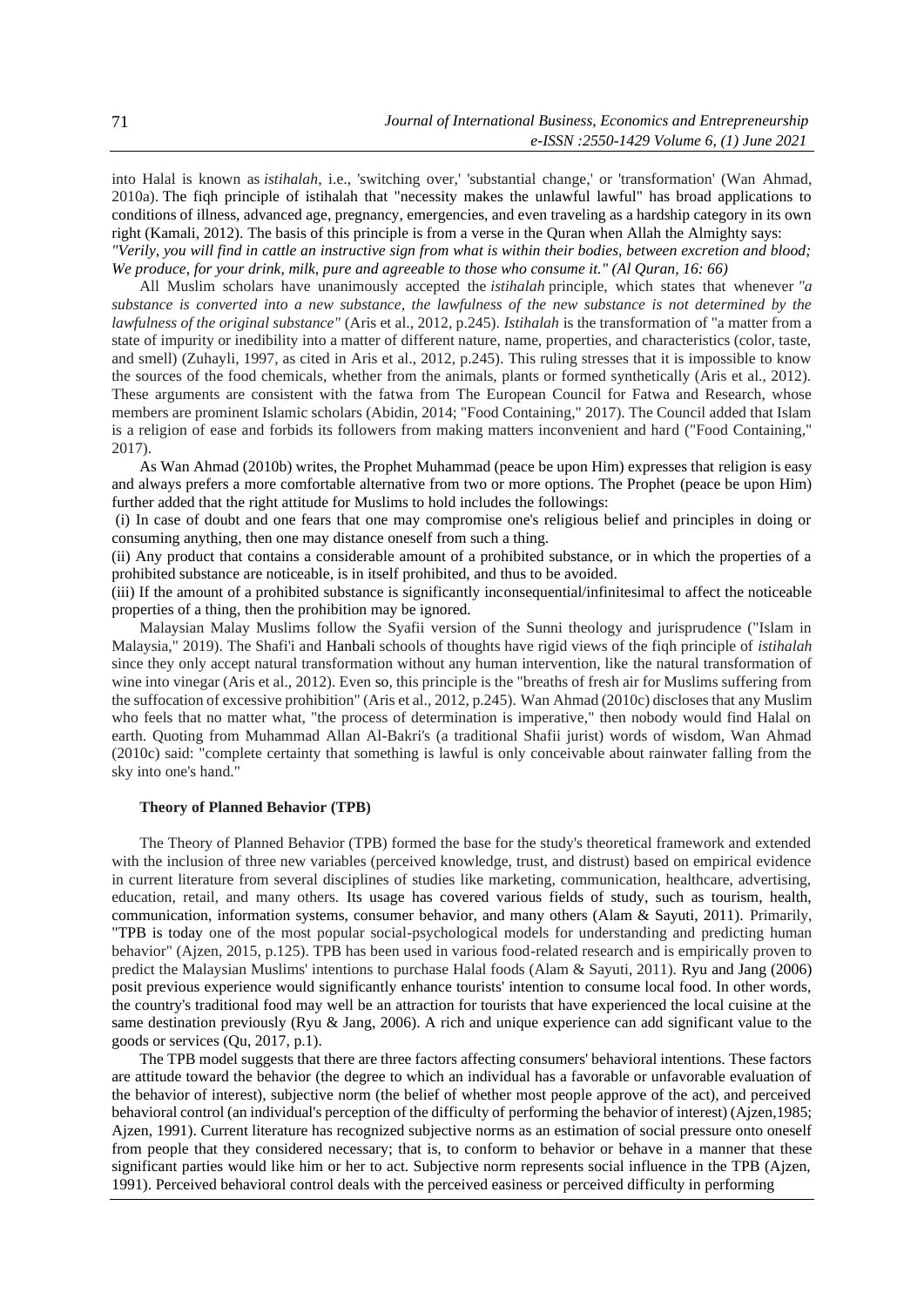into Halal is known as *istihalah*, i.e., 'switching over,' 'substantial change,' or 'transformation' (Wan Ahmad, 2010a). The fiqh principle of istihalah that "necessity makes the unlawful lawful" has broad applications to conditions of illness, advanced age, pregnancy, emergencies, and even traveling as a hardship category in its own right (Kamali, 2012). The basis of this principle is from a verse in the Quran when Allah the Almighty says: *"Verily, you will find in cattle an instructive sign from what is within their bodies, between excretion and blood; We produce, for your drink, milk, pure and agreeable to those who consume it." (Al Quran, 16: 66)*

All Muslim scholars have unanimously accepted the *istihalah* principle, which states that whenever *"a substance is converted into a new substance, the lawfulness of the new substance is not determined by the lawfulness of the original substance"* (Aris et al., 2012, p.245). *Istihalah* is the transformation of "a matter from a state of impurity or inedibility into a matter of different nature, name, properties, and characteristics (color, taste, and smell) (Zuhayli, 1997, as cited in Aris et al., 2012, p.245). This ruling stresses that it is impossible to know the sources of the food chemicals, whether from the animals, plants or formed synthetically (Aris et al., 2012). These arguments are consistent with the fatwa from The European Council for Fatwa and Research, whose members are prominent Islamic scholars (Abidin, 2014; "Food Containing," 2017). The Council added that Islam is a religion of ease and forbids its followers from making matters inconvenient and hard ("Food Containing," 2017).

As Wan Ahmad (2010b) writes, the Prophet Muhammad (peace be upon Him) expresses that religion is easy and always prefers a more comfortable alternative from two or more options. The Prophet (peace be upon Him) further added that the right attitude for Muslims to hold includes the followings:

(i) In case of doubt and one fears that one may compromise one's religious belief and principles in doing or consuming anything, then one may distance oneself from such a thing.

(ii) Any product that contains a considerable amount of a prohibited substance, or in which the properties of a prohibited substance are noticeable, is in itself prohibited, and thus to be avoided.

(iii) If the amount of a prohibited substance is significantly inconsequential/infinitesimal to affect the noticeable properties of a thing, then the prohibition may be ignored.

Malaysian Malay Muslims follow the Syafii version of the Sunni theology and jurisprudence ("Islam in Malaysia," 2019). The Shafi'i and Hanbali schools of thoughts have rigid views of the fiqh principle of *istihalah* since they only accept natural transformation without any human intervention, like the natural transformation of wine into vinegar (Aris et al., 2012). Even so, this principle is the "breaths of fresh air for Muslims suffering from the suffocation of excessive prohibition" (Aris et al., 2012, p.245). Wan Ahmad (2010c) discloses that any Muslim who feels that no matter what, "the process of determination is imperative," then nobody would find Halal on earth. Quoting from Muhammad Allan Al-Bakri's (a traditional Shafii jurist) words of wisdom, Wan Ahmad (2010c) said: "complete certainty that something is lawful is only conceivable about rainwater falling from the sky into one's hand."

**Theory of Planned Behavior (TPB)**

The Theory of Planned Behavior (TPB) formed the base for the study's theoretical framework and extended with the inclusion of three new variables (perceived knowledge, trust, and distrust) based on empirical evidence in current literature from several disciplines of studies like marketing, communication, healthcare, advertising, education, retail, and many others. Its usage has covered various fields of study, such as tourism, health, communication, information systems, consumer behavior, and many others (Alam & Sayuti, 2011). Primarily, "TPB is today one of the most popular social-psychological models for understanding and predicting human behavior" (Ajzen, 2015, p.125). TPB has been used in various food-related research and is empirically proven to predict the Malaysian Muslims' intentions to purchase Halal foods (Alam & Sayuti, 2011). Ryu and Jang (2006) posit previous experience would significantly enhance tourists' intention to consume local food. In other words, the country's traditional food may well be an attraction for tourists that have experienced the local cuisine at the same destination previously (Ryu & Jang, 2006). A rich and unique experience can add significant value to the goods or services (Qu, 2017, p.1).

The TPB model suggests that there are three factors affecting consumers' behavioral intentions. These factors are attitude toward the behavior (the degree to which an individual has a favorable or unfavorable evaluation of the behavior of interest), subjective norm (the belief of whether most people approve of the act), and perceived behavioral control (an individual's perception of the difficulty of performing the behavior of interest) (Ajzen,1985; Ajzen, 1991). Current literature has recognized subjective norms as an estimation of social pressure onto oneself from people that they considered necessary; that is, to conform to behavior or behave in a manner that these significant parties would like him or her to act. Subjective norm represents social influence in the TPB (Ajzen, 1991). Perceived behavioral control deals with the perceived easiness or perceived difficulty in performing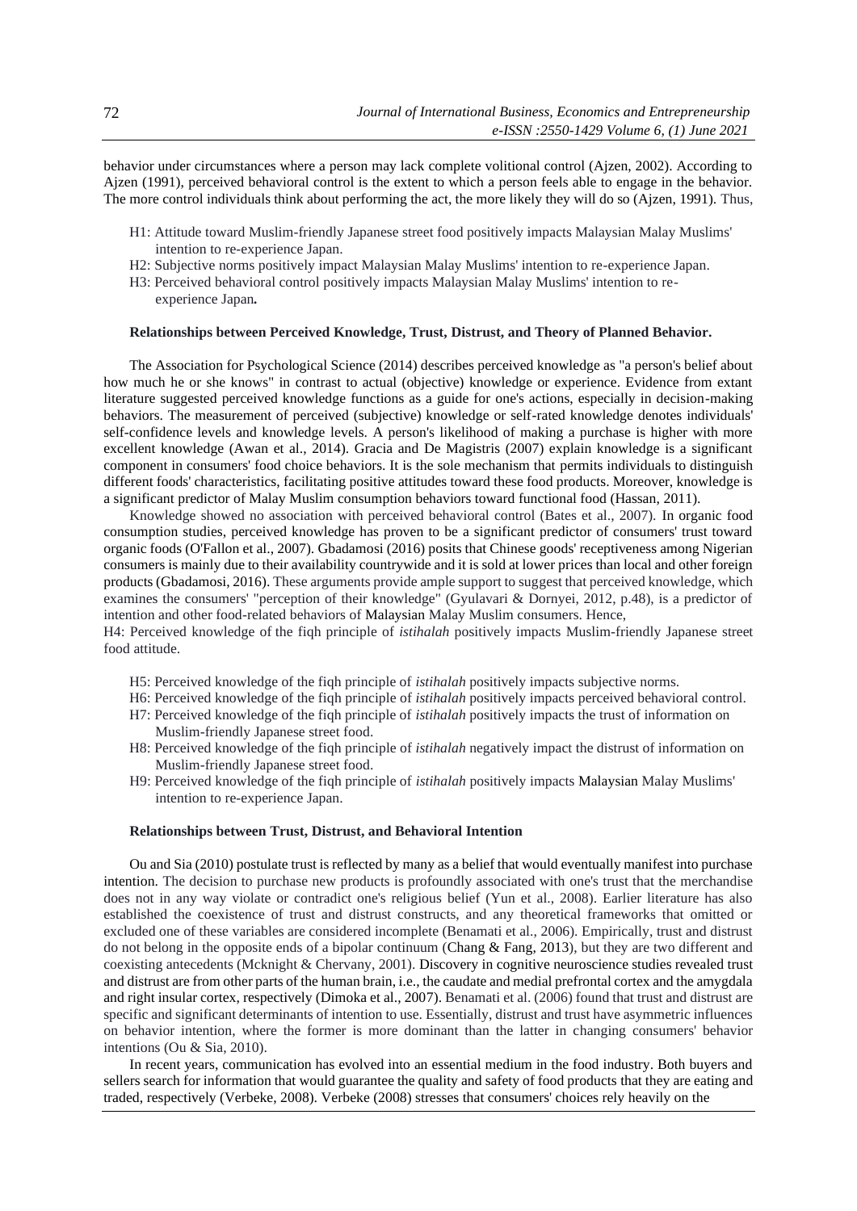behavior under circumstances where a person may lack complete volitional control (Ajzen, 2002). According to Ajzen (1991), perceived behavioral control is the extent to which a person feels able to engage in the behavior. The more control individuals think about performing the act, the more likely they will do so (Ajzen, 1991). Thus,

- H1: Attitude toward Muslim-friendly Japanese street food positively impacts Malaysian Malay Muslims' intention to re-experience Japan.
- H2: Subjective norms positively impact Malaysian Malay Muslims' intention to re-experience Japan.
- H3: Perceived behavioral control positively impacts Malaysian Malay Muslims' intention to re-experience Japan**.**

**Relationships between Perceived Knowledge, Trust, Distrust, and Theory of Planned Behavior.**

The Association for Psychological Science (2014) describes perceived knowledge as "a person's belief about how much he or she knows" in contrast to actual (objective) knowledge or experience. Evidence from extant literature suggested perceived knowledge functions as a guide for one's actions, especially in decision-making behaviors. The measurement of perceived (subjective) knowledge or self-rated knowledge denotes individuals' self-confidence levels and knowledge levels. A person's likelihood of making a purchase is higher with more excellent knowledge (Awan et al., 2014). Gracia and De Magistris (2007) explain knowledge is a significant component in consumers' food choice behaviors. It is the sole mechanism that permits individuals to distinguish different foods' characteristics, facilitating positive attitudes toward these food products. Moreover, knowledge is a significant predictor of Malay Muslim consumption behaviors toward functional food (Hassan, 2011).

Knowledge showed no association with perceived behavioral control (Bates et al., 2007). In organic food consumption studies, perceived knowledge has proven to be a significant predictor of consumers' trust toward organic foods (O'Fallon et al., 2007). Gbadamosi (2016) posits that Chinese goods' receptiveness among Nigerian consumers is mainly due to their availability countrywide and it is sold at lower prices than local and other foreign products (Gbadamosi, 2016). These arguments provide ample support to suggest that perceived knowledge, which examines the consumers' "perception of their knowledge" (Gyulavari & Dornyei, 2012, p.48), is a predictor of intention and other food-related behaviors of Malaysian Malay Muslim consumers. Hence,

H4: Perceived knowledge of the fiqh principle of *istihalah* positively impacts Muslim-friendly Japanese street food attitude.

- H5: Perceived knowledge of the fiqh principle of *istihalah* positively impacts subjective norms.
- H6: Perceived knowledge of the fiqh principle of *istihalah* positively impacts perceived behavioral control.
- H7: Perceived knowledge of the fiqh principle of *istihalah* positively impacts the trust of information on Muslim-friendly Japanese street food.
- H8: Perceived knowledge of the fiqh principle of *istihalah* negatively impact the distrust of information on Muslim-friendly Japanese street food.
- H9: Perceived knowledge of the fiqh principle of *istihalah* positively impacts Malaysian Malay Muslims' intention to re-experience Japan.

**Relationships between Trust, Distrust, and Behavioral Intention**

Ou and Sia (2010) postulate trust is reflected by many as a belief that would eventually manifest into purchase intention. The decision to purchase new products is profoundly associated with one's trust that the merchandise does not in any way violate or contradict one's religious belief (Yun et al., 2008). Earlier literature has also established the coexistence of trust and distrust constructs, and any theoretical frameworks that omitted or excluded one of these variables are considered incomplete (Benamati et al., 2006). Empirically, trust and distrust do not belong in the opposite ends of a bipolar continuum (Chang & Fang, 2013), but they are two different and coexisting antecedents (Mcknight & Chervany, 2001). Discovery in cognitive neuroscience studies revealed trust and distrust are from other parts of the human brain, i.e., the caudate and medial prefrontal cortex and the amygdala and right insular cortex, respectively (Dimoka et al., 2007). Benamati et al. (2006) found that trust and distrust are specific and significant determinants of intention to use. Essentially, distrust and trust have asymmetric influences on behavior intention, where the former is more dominant than the latter in changing consumers' behavior intentions (Ou & Sia, 2010).

In recent years, communication has evolved into an essential medium in the food industry. Both buyers and sellers search for information that would guarantee the quality and safety of food products that they are eating and traded, respectively (Verbeke, 2008). Verbeke (2008) stresses that consumers' choices rely heavily on the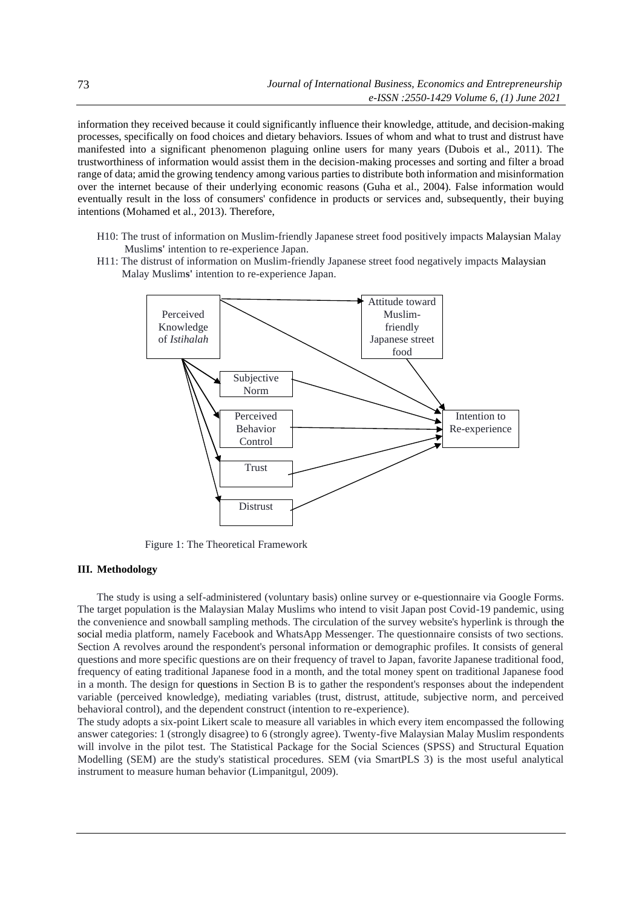information they received because it could significantly influence their knowledge, attitude, and decision-making processes, specifically on food choices and dietary behaviors. Issues of whom and what to trust and distrust have manifested into a significant phenomenon plaguing online users for many years (Dubois et al., 2011). The trustworthiness of information would assist them in the decision-making processes and sorting and filter a broad range of data; amid the growing tendency among various parties to distribute both information and misinformation over the internet because of their underlying economic reasons (Guha et al., 2004). False information would eventually result in the loss of consumers' confidence in products or services and, subsequently, their buying intentions (Mohamed et al., 2013). Therefore,

- H10: The trust of information on Muslim-friendly Japanese street food positively impacts Malaysian Malay Muslims' intention to re-experience Japan.
- H11: The distrust of information on Muslim-friendly Japanese street food negatively impacts Malaysian Malay Muslims' intention to re-experience Japan.

Figure 1: The Theoretical Framework

### III. Methodology

The study is using a self-administered (voluntary basis) online survey or e-questionnaire via Google Forms. The target population is the Malaysian Malay Muslims who intend to visit Japan post Covid-19 pandemic, using the convenience and snowball sampling methods. The circulation of the survey website's hyperlink is through the social media platform, namely Facebook and WhatsApp Messenger. The questionnaire consists of two sections. Section A revolves around the respondent's personal information or demographic profiles. It consists of general questions and more specific questions are on their frequency of travel to Japan, favorite Japanese traditional food, frequency of eating traditional Japanese food in a month, and the total money spent on traditional Japanese food in a month. The design for questions in Section B is to gather the respondent's responses about the independent variable (perceived knowledge), mediating variables (trust, distrust, attitude, subjective norm, and perceived behavioral control), and the dependent construct (intention to re-experience).

The study adopts a six-point Likert scale to measure all variables in which every item encompassed the following answer categories: 1 (strongly disagree) to 6 (strongly agree). Twenty-five Malaysian Malay Muslim respondents will involve in the pilot test. The Statistical Package for the Social Sciences (SPSS) and Structural Equation Modelling (SEM) are the study's statistical procedures. SEM (via SmartPLS 3) is the most useful analytical instrument to measure human behavior (Limpanitgul, 2009).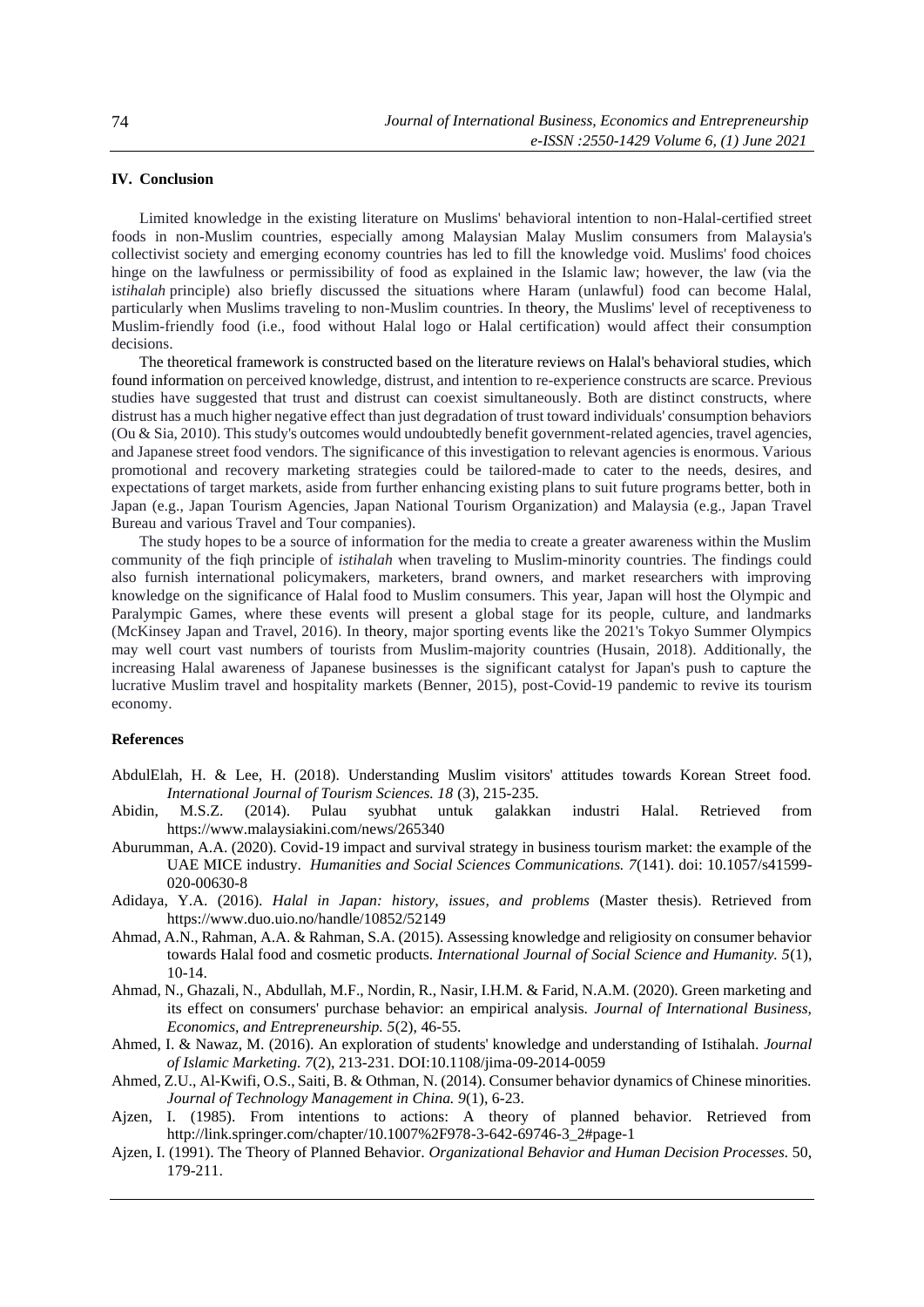## IV. Conclusion

Limited knowledge in the existing literature on Muslims' behavioral intention to non-Halal-certified street foods in non-Muslim countries, especially among Malaysian Malay Muslim consumers from Malaysia's collectivist society and emerging economy countries has led to fill the knowledge void. Muslims' food choices hinge on the lawfulness or permissibility of food as explained in the Islamic law; however, the law (via the i*stihalah* principle) also briefly discussed the situations where Haram (unlawful) food can become Halal, particularly when Muslims traveling to non-Muslim countries. In theory, the Muslims' level of receptiveness to Muslim-friendly food (i.e., food without Halal logo or Halal certification) would affect their consumption decisions.

The theoretical framework is constructed based on the literature reviews on Halal's behavioral studies, which found information on perceived knowledge, distrust, and intention to re-experience constructs are scarce. Previous studies have suggested that trust and distrust can coexist simultaneously. Both are distinct constructs, where distrust has a much higher negative effect than just degradation of trust toward individuals' consumption behaviors (Ou & Sia, 2010). This study's outcomes would undoubtedly benefit government-related agencies, travel agencies, and Japanese street food vendors. The significance of this investigation to relevant agencies is enormous. Various promotional and recovery marketing strategies could be tailored-made to cater to the needs, desires, and expectations of target markets, aside from further enhancing existing plans to suit future programs better, both in Japan (e.g., Japan Tourism Agencies, Japan National Tourism Organization) and Malaysia (e.g., Japan Travel Bureau and various Travel and Tour companies).

The study hopes to be a source of information for the media to create a greater awareness within the Muslim community of the fiqh principle of *istihalah* when traveling to Muslim-minority countries. The findings could also furnish international policymakers, marketers, brand owners, and market researchers with improving knowledge on the significance of Halal food to Muslim consumers. This year, Japan will host the Olympic and Paralympic Games, where these events will present a global stage for its people, culture, and landmarks (McKinsey Japan and Travel, 2016). In theory, major sporting events like the 2021's Tokyo Summer Olympics may well court vast numbers of tourists from Muslim-majority countries (Husain, 2018). Additionally, the increasing Halal awareness of Japanese businesses is the significant catalyst for Japan's push to capture the lucrative Muslim travel and hospitality markets (Benner, 2015), post-Covid-19 pandemic to revive its tourism economy.

## References

AbdulElah, H. & Lee, H. (2018). Understanding Muslim visitors' attitudes towards Korean Street food. *International Journal of Tourism Sciences. 18* (3), 215-235.

Abidin, M.S.Z. (2014). Pulau syubhat untuk galakkan industri Halal. Retrieved from https://www.malaysiakini.com/news/265340

Aburumman, A.A. (2020). Covid-19 impact and survival strategy in business tourism market: the example of the UAE MICE industry. *Humanities and Social Sciences Communications. 7*(141). doi: 10.1057/s41599-020-00630-8

Adidaya, Y.A. (2016). *Halal in Japan: history, issues, and problems* (Master thesis). Retrieved from https://www.duo.uio.no/handle/10852/52149

Ahmad, A.N., Rahman, A.A. & Rahman, S.A. (2015). Assessing knowledge and religiosity on consumer behavior towards Halal food and cosmetic products. *International Journal of Social Science and Humanity. 5*(1), 10-14.

Ahmad, N., Ghazali, N., Abdullah, M.F., Nordin, R., Nasir, I.H.M. & Farid, N.A.M. (2020). Green marketing and its effect on consumers' purchase behavior: an empirical analysis. *Journal of International Business, Economics, and Entrepreneurship. 5*(2), 46-55.

Ahmed, I. & Nawaz, M. (2016). An exploration of students' knowledge and understanding of Istihalah. *Journal of Islamic Marketing. 7*(2), 213-231. DOI:10.1108/jima-09-2014-0059

Ahmed, Z.U., Al-Kwifi, O.S., Saiti, B. & Othman, N. (2014). Consumer behavior dynamics of Chinese minorities. *Journal of Technology Management in China. 9*(1), 6-23.

Ajzen, I. (1985). From intentions to actions: A theory of planned behavior. Retrieved from http://link.springer.com/chapter/10.1007%2F978-3-642-69746-3_2#page-1

Ajzen, I. (1991). The Theory of Planned Behavior. *Organizational Behavior and Human Decision Processes.* 50, 179-211.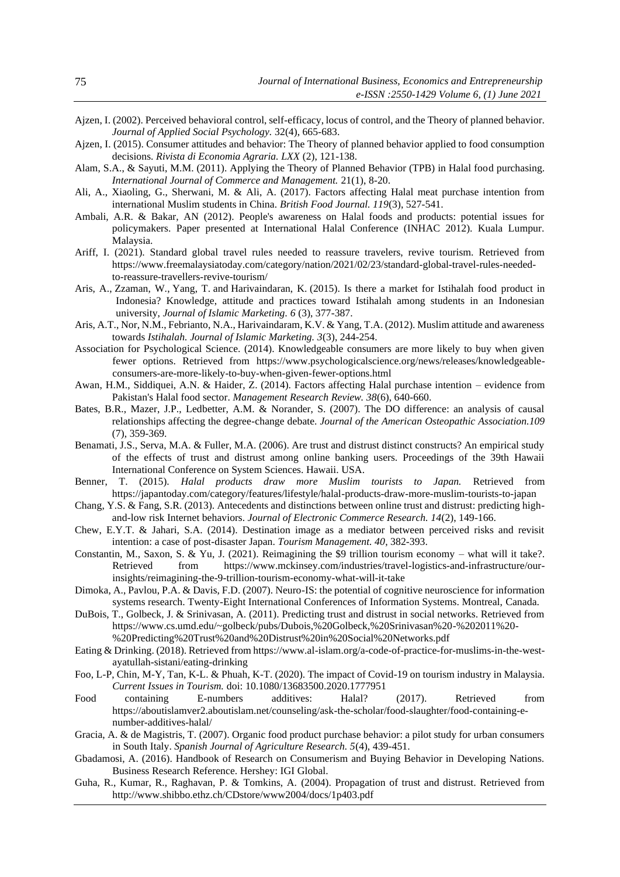Ajzen, I. (2002). Perceived behavioral control, self-efficacy, locus of control, and the Theory of planned behavior. *Journal of Applied Social Psychology.* 32(4), 665-683.

Ajzen, I. (2015). Consumer attitudes and behavior: The Theory of planned behavior applied to food consumption decisions. *Rivista di Economia Agraria. LXX* (2), 121-138.

Alam, S.A., & Sayuti, M.M. (2011). Applying the Theory of Planned Behavior (TPB) in Halal food purchasing. *International Journal of Commerce and Management.* 21(1), 8-20.

Ali, A., Xiaoling, G., Sherwani, M. & Ali, A. (2017). Factors affecting Halal meat purchase intention from international Muslim students in China. *British Food Journal. 119*(3), 527-541.

Ambali, A.R. & Bakar, AN (2012). People's awareness on Halal foods and products: potential issues for policymakers. Paper presented at International Halal Conference (INHAC 2012). Kuala Lumpur. Malaysia.

Ariff, I. (2021). Standard global travel rules needed to reassure travelers, revive tourism. Retrieved from https://www.freemalaysiatoday.com/category/nation/2021/02/23/standard-global-travel-rules-needed-to-reassure-travellers-revive-tourism/

Aris, A., Zzaman, W., Yang, T. and Harivaindaran, K. (2015). Is there a market for Istihalah food product in Indonesia? Knowledge, attitude and practices toward Istihalah among students in an Indonesian university, *Journal of Islamic Marketing. 6* (3), 377-387.

Aris, A.T., Nor, N.M., Febrianto, N.A., Harivaindaram, K.V. & Yang, T.A. (2012). Muslim attitude and awareness towards *Istihalah. Journal of Islamic Marketing. 3*(3), 244-254.

Association for Psychological Science. (2014). Knowledgeable consumers are more likely to buy when given fewer options. Retrieved from https://www.psychologicalscience.org/news/releases/knowledgeable-consumers-are-more-likely-to-buy-when-given-fewer-options.html

Awan, H.M., Siddiquei, A.N. & Haider, Z. (2014). Factors affecting Halal purchase intention – evidence from Pakistan's Halal food sector. *Management Research Review. 38*(6), 640-660.

Bates, B.R., Mazer, J.P., Ledbetter, A.M. & Norander, S. (2007). The DO difference: an analysis of causal relationships affecting the degree-change debate. *Journal of the American Osteopathic Association.109* (7), 359-369.

Benamati, J.S., Serva, M.A. & Fuller, M.A. (2006). Are trust and distrust distinct constructs? An empirical study of the effects of trust and distrust among online banking users. Proceedings of the 39th Hawaii International Conference on System Sciences. Hawaii. USA.

Benner, T. (2015). *Halal products draw more Muslim tourists to Japan.* Retrieved from https://japantoday.com/category/features/lifestyle/halal-products-draw-more-muslim-tourists-to-japan

Chang, Y.S. & Fang, S.R. (2013). Antecedents and distinctions between online trust and distrust: predicting high-and-low risk Internet behaviors. *Journal of Electronic Commerce Research. 14*(2), 149-166.

Chew, E.Y.T. & Jahari, S.A. (2014). Destination image as a mediator between perceived risks and revisit intention: a case of post-disaster Japan. *Tourism Management. 40*, 382-393.

Constantin, M., Saxon, S. & Yu, J. (2021). Reimagining the $9 trillion tourism economy – what will it take?. Retrieved from https://www.mckinsey.com/industries/travel-logistics-and-infrastructure/our-insights/reimagining-the-9-trillion-tourism-economy-what-will-it-take

Dimoka, A., Pavlou, P.A. & Davis, F.D. (2007). Neuro-IS: the potential of cognitive neuroscience for information systems research. Twenty-Eight International Conferences of Information Systems. Montreal, Canada.

DuBois, T., Golbeck, J. & Srinivasan, A. (2011). Predicting trust and distrust in social networks. Retrieved from https://www.cs.umd.edu/~golbeck/pubs/Dubois,%20Golbeck,%20Srinivasan%20-%202011%20-%20Predicting%20Trust%20and%20Distrust%20in%20Social%20Networks.pdf

Eating & Drinking. (2018). Retrieved from https://www.al-islam.org/a-code-of-practice-for-muslims-in-the-west-ayatullah-sistani/eating-drinking

Foo, L-P, Chin, M-Y, Tan, K-L. & Phuah, K-T. (2020). The impact of Covid-19 on tourism industry in Malaysia. *Current Issues in Tourism.* doi: 10.1080/13683500.2020.1777951

Food containing E-numbers additives: Halal? (2017). Retrieved from https://aboutislamver2.aboutislam.net/counseling/ask-the-scholar/food-slaughter/food-containing-e-number-additives-halal/

Gracia, A. & de Magistris, T. (2007). Organic food product purchase behavior: a pilot study for urban consumers in South Italy. *Spanish Journal of Agriculture Research. 5*(4), 439-451.

Gbadamosi, A. (2016). Handbook of Research on Consumerism and Buying Behavior in Developing Nations. Business Research Reference. Hershey: IGI Global.

Guha, R., Kumar, R., Raghavan, P. & Tomkins, A. (2004). Propagation of trust and distrust. Retrieved from http://www.shibbo.ethz.ch/CDstore/www2004/docs/1p403.pdf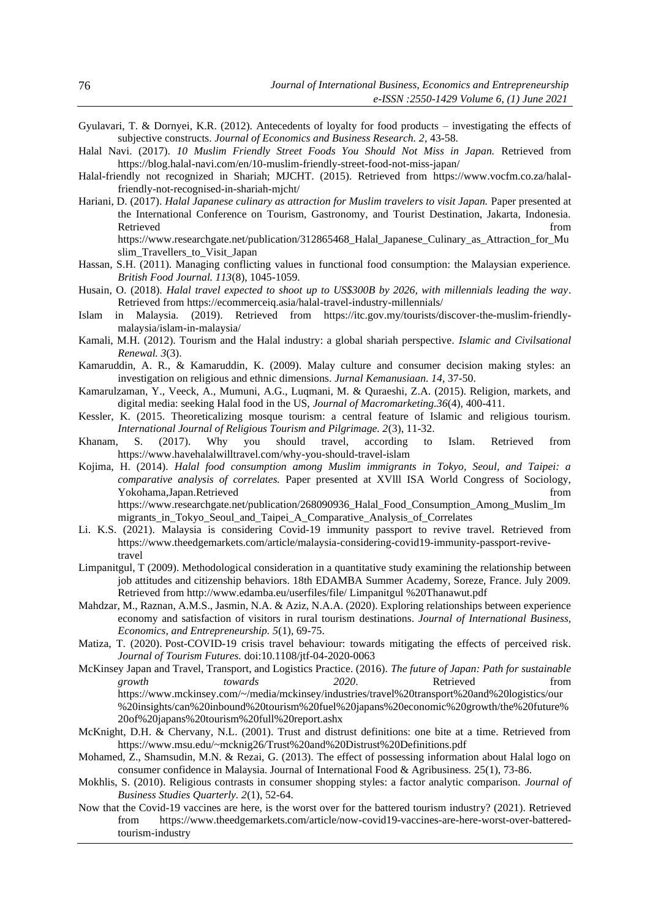Gyulavari, T. & Dornyei, K.R. (2012). Antecedents of loyalty for food products – investigating the effects of subjective constructs. *Journal of Economics and Business Research. 2*, 43-58.

Halal Navi. (2017). *10 Muslim Friendly Street Foods You Should Not Miss in Japan.* Retrieved from https://blog.halal-navi.com/en/10-muslim-friendly-street-food-not-miss-japan/

Halal-friendly not recognized in Shariah; MJCHT. (2015). Retrieved from https://www.vocfm.co.za/halal-friendly-not-recognised-in-shariah-mjcht/

Hariani, D. (2017). *Halal Japanese culinary as attraction for Muslim travelers to visit Japan.* Paper presented at the International Conference on Tourism, Gastronomy, and Tourist Destination, Jakarta, Indonesia. Retrieved from https://www.researchgate.net/publication/312865468_Halal_Japanese_Culinary_as_Attraction_for_Muslim_Travellers_to_Visit_Japan

Hassan, S.H. (2011). Managing conflicting values in functional food consumption: the Malaysian experience. *British Food Journal. 113*(8), 1045-1059.

Husain, O. (2018). *Halal travel expected to shoot up to US$300B by 2026, with millennials leading the way*. Retrieved from https://ecommerceiq.asia/halal-travel-industry-millennials/

Islam in Malaysia. (2019). Retrieved from https://itc.gov.my/tourists/discover-the-muslim-friendly-malaysia/islam-in-malaysia/

Kamali, M.H. (2012). Tourism and the Halal industry: a global shariah perspective. *Islamic and Civilsational Renewal. 3*(3).

Kamaruddin, A. R., & Kamaruddin, K. (2009). Malay culture and consumer decision making styles: an investigation on religious and ethnic dimensions. *Jurnal Kemanusiaan. 14*, 37-50.

Kamarulzaman, Y., Veeck, A., Mumuni, A.G., Luqmani, M. & Quraeshi, Z.A. (2015). Religion, markets, and digital media: seeking Halal food in the US, *Journal of Macromarketing.36*(4), 400-411.

Kessler, K. (2015. Theoreticalizing mosque tourism: a central feature of Islamic and religious tourism. *International Journal of Religious Tourism and Pilgrimage. 2*(3), 11-32.

Khanam, S. (2017). Why you should travel, according to Islam. Retrieved from https://www.havehalalwilltravel.com/why-you-should-travel-islam

Kojima, H. (2014). *Halal food consumption among Muslim immigrants in Tokyo, Seoul, and Taipei: a comparative analysis of correlates.* Paper presented at XVlll ISA World Congress of Sociology, Yokohama,Japan.Retrieved from https://www.researchgate.net/publication/268090936_Halal_Food_Consumption_Among_Muslim_Immigrants_in_Tokyo_Seoul_and_Taipei_A_Comparative_Analysis_of_Correlates

Li. K.S. (2021). Malaysia is considering Covid-19 immunity passport to revive travel. Retrieved from https://www.theedgemarkets.com/article/malaysia-considering-covid19-immunity-passport-revive-travel

Limpanitgul, T (2009). Methodological consideration in a quantitative study examining the relationship between job attitudes and citizenship behaviors. 18th EDAMBA Summer Academy, Soreze, France. July 2009. Retrieved from http://www.edamba.eu/userfiles/file/ Limpanitgul %20Thanawut.pdf

Mahdzar, M., Raznan, A.M.S., Jasmin, N.A. & Aziz, N.A.A. (2020). Exploring relationships between experience economy and satisfaction of visitors in rural tourism destinations. *Journal of International Business, Economics, and Entrepreneurship. 5*(1), 69-75.

Matiza, T. (2020). Post-COVID-19 crisis travel behaviour: towards mitigating the effects of perceived risk. *Journal of Tourism Futures.* doi:10.1108/jtf-04-2020-0063

McKinsey Japan and Travel, Transport, and Logistics Practice. (2016). *The future of Japan: Path for sustainable growth towards 2020*. Retrieved from https://www.mckinsey.com/~/media/mckinsey/industries/travel%20transport%20and%20logistics/our%20insights/can%20inbound%20tourism%20fuel%20japans%20economic%20growth/the%20future%20of%20japans%20tourism%20full%20report.ashx

McKnight, D.H. & Chervany, N.L. (2001). Trust and distrust definitions: one bite at a time. Retrieved from https://www.msu.edu/~mcknig26/Trust%20and%20Distrust%20Definitions.pdf

Mohamed, Z., Shamsudin, M.N. & Rezai, G. (2013). The effect of possessing information about Halal logo on consumer confidence in Malaysia. Journal of International Food & Agribusiness. 25(1), 73-86.

Mokhlis, S. (2010). Religious contrasts in consumer shopping styles: a factor analytic comparison. *Journal of Business Studies Quarterly. 2*(1), 52-64.

Now that the Covid-19 vaccines are here, is the worst over for the battered tourism industry? (2021). Retrieved from https://www.theedgemarkets.com/article/now-covid19-vaccines-are-here-worst-over-battered-tourism-industry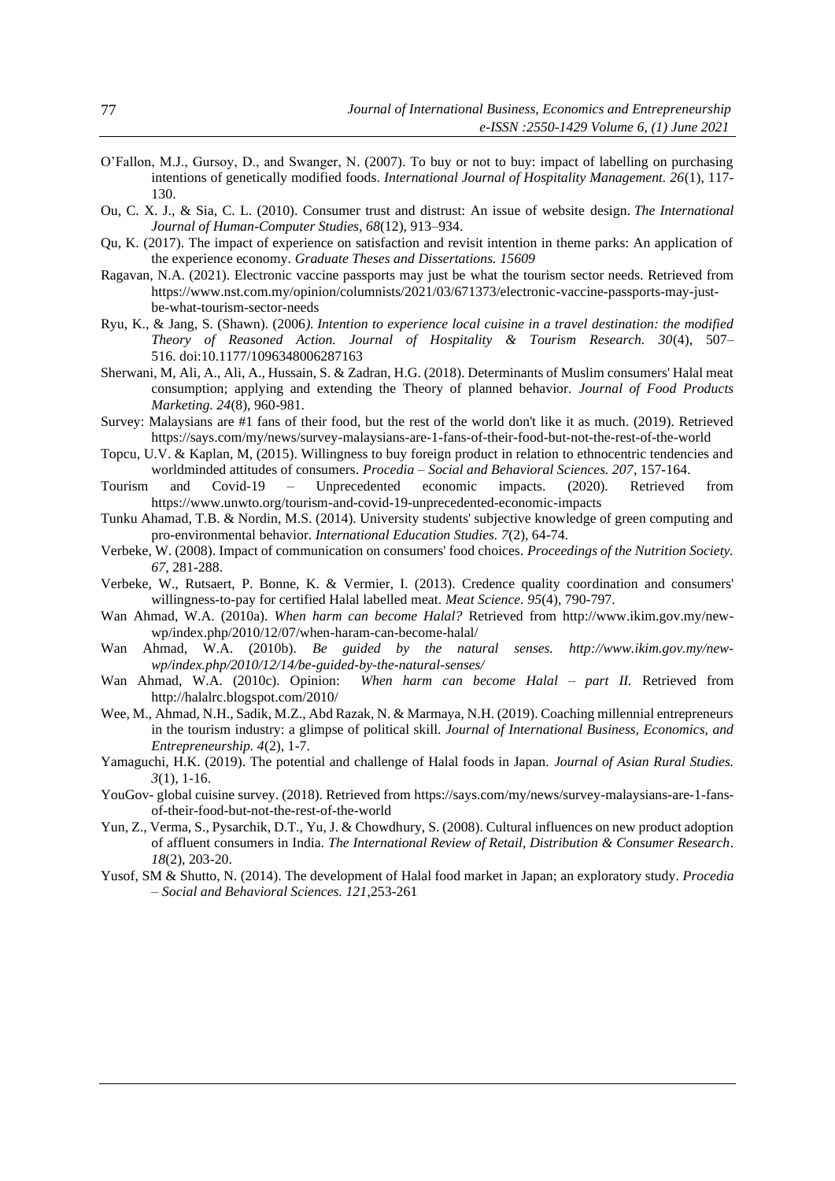O'Fallon, M.J., Gursoy, D., and Swanger, N. (2007). To buy or not to buy: impact of labelling on purchasing intentions of genetically modified foods. *International Journal of Hospitality Management. 26*(1), 117-130.

Ou, C. X. J., & Sia, C. L. (2010). Consumer trust and distrust: An issue of website design. *The International Journal of Human-Computer Studies, 68*(12), 913–934.

Qu, K. (2017). The impact of experience on satisfaction and revisit intention in theme parks: An application of the experience economy. *Graduate Theses and Dissertations. 15609*

Ragavan, N.A. (2021). Electronic vaccine passports may just be what the tourism sector needs. Retrieved from https://www.nst.com.my/opinion/columnists/2021/03/671373/electronic-vaccine-passports-may-just-be-what-tourism-sector-needs

Ryu, K., & Jang, S. (Shawn). (2006*). Intention to experience local cuisine in a travel destination: the modified Theory of Reasoned Action. Journal of Hospitality & Tourism Research. 30*(4), 507–516. doi:10.1177/1096348006287163

Sherwani, M, Ali, A., Ali, A., Hussain, S. & Zadran, H.G. (2018). Determinants of Muslim consumers' Halal meat consumption; applying and extending the Theory of planned behavior. *Journal of Food Products Marketing. 24*(8), 960-981.

Survey: Malaysians are #1 fans of their food, but the rest of the world don't like it as much. (2019). Retrieved https://says.com/my/news/survey-malaysians-are-1-fans-of-their-food-but-not-the-rest-of-the-world

Topcu, U.V. & Kaplan, M, (2015). Willingness to buy foreign product in relation to ethnocentric tendencies and worldminded attitudes of consumers. *Procedia – Social and Behavioral Sciences. 207*, 157-164.

Tourism and Covid-19 – Unprecedented economic impacts. (2020). Retrieved from https://www.unwto.org/tourism-and-covid-19-unprecedented-economic-impacts

Tunku Ahamad, T.B. & Nordin, M.S. (2014). University students' subjective knowledge of green computing and pro-environmental behavior. *International Education Studies. 7*(2), 64-74.

Verbeke, W. (2008). Impact of communication on consumers' food choices. *Proceedings of the Nutrition Society. 67*, 281-288.

Verbeke, W., Rutsaert, P. Bonne, K. & Vermier, I. (2013). Credence quality coordination and consumers' willingness-to-pay for certified Halal labelled meat. *Meat Science. 95*(4), 790-797.

Wan Ahmad, W.A. (2010a). *When harm can become Halal?* Retrieved from http://www.ikim.gov.my/new-wp/index.php/2010/12/07/when-haram-can-become-halal/

Wan Ahmad, W.A. (2010b). *Be guided by the natural senses. http://www.ikim.gov.my/new-wp/index.php/2010/12/14/be-guided-by-the-natural-senses/*

Wan Ahmad, W.A. (2010c). Opinion: *When harm can become Halal – part II.* Retrieved from http://halalrc.blogspot.com/2010/

Wee, M., Ahmad, N.H., Sadik, M.Z., Abd Razak, N. & Marmaya, N.H. (2019). Coaching millennial entrepreneurs in the tourism industry: a glimpse of political skill. *Journal of International Business, Economics, and Entrepreneurship. 4*(2), 1-7.

Yamaguchi, H.K. (2019). The potential and challenge of Halal foods in Japan. *Journal of Asian Rural Studies. 3*(1), 1-16.

YouGov- global cuisine survey. (2018). Retrieved from https://says.com/my/news/survey-malaysians-are-1-fans-of-their-food-but-not-the-rest-of-the-world

Yun, Z., Verma, S., Pysarchik, D.T., Yu, J. & Chowdhury, S. (2008). Cultural influences on new product adoption of affluent consumers in India. *The International Review of Retail, Distribution & Consumer Research*. *18*(2), 203-20.

Yusof, SM & Shutto, N. (2014). The development of Halal food market in Japan; an exploratory study. *Procedia – Social and Behavioral Sciences. 121*,253-261